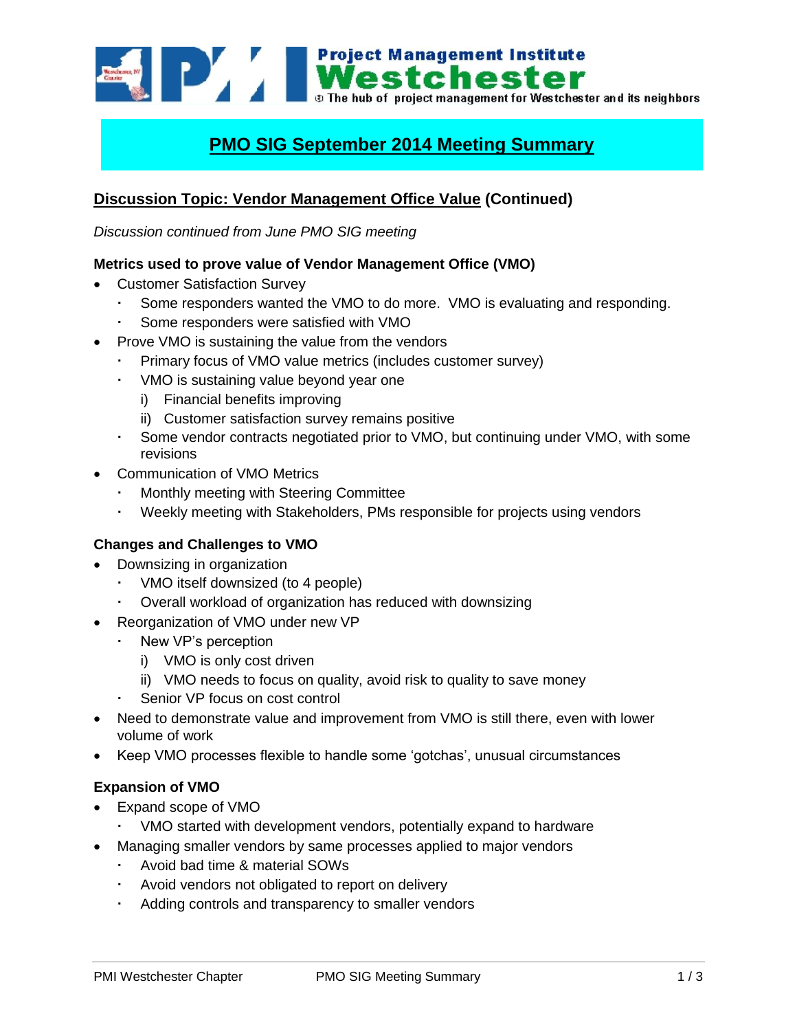Project Management Institute
Westchester
The hub of project management for Westchester and its neighbors

# PMO SIG September 2014 Meeting Summary

## Discussion Topic: Vendor Management Office Value (Continued)

*Discussion continued from June PMO SIG meeting*

### Metrics used to prove value of Vendor Management Office (VMO)

- Customer Satisfaction Survey
  - Some responders wanted the VMO to do more. VMO is evaluating and responding.
  - Some responders were satisfied with VMO
- Prove VMO is sustaining the value from the vendors
  - Primary focus of VMO value metrics (includes customer survey)
  - VMO is sustaining value beyond year one
    i) Financial benefits improving
    ii) Customer satisfaction survey remains positive
  - Some vendor contracts negotiated prior to VMO, but continuing under VMO, with some revisions
- Communication of VMO Metrics
  - Monthly meeting with Steering Committee
  - Weekly meeting with Stakeholders, PMs responsible for projects using vendors

### Changes and Challenges to VMO

- Downsizing in organization
  - VMO itself downsized (to 4 people)
  - Overall workload of organization has reduced with downsizing
- Reorganization of VMO under new VP
  - New VP's perception
    i) VMO is only cost driven
    ii) VMO needs to focus on quality, avoid risk to quality to save money
  - Senior VP focus on cost control
- Need to demonstrate value and improvement from VMO is still there, even with lower volume of work
- Keep VMO processes flexible to handle some 'gotchas', unusual circumstances

### Expansion of VMO

- Expand scope of VMO
  - VMO started with development vendors, potentially expand to hardware
- Managing smaller vendors by same processes applied to major vendors
  - Avoid bad time & material SOWs
  - Avoid vendors not obligated to report on delivery
  - Adding controls and transparency to smaller vendors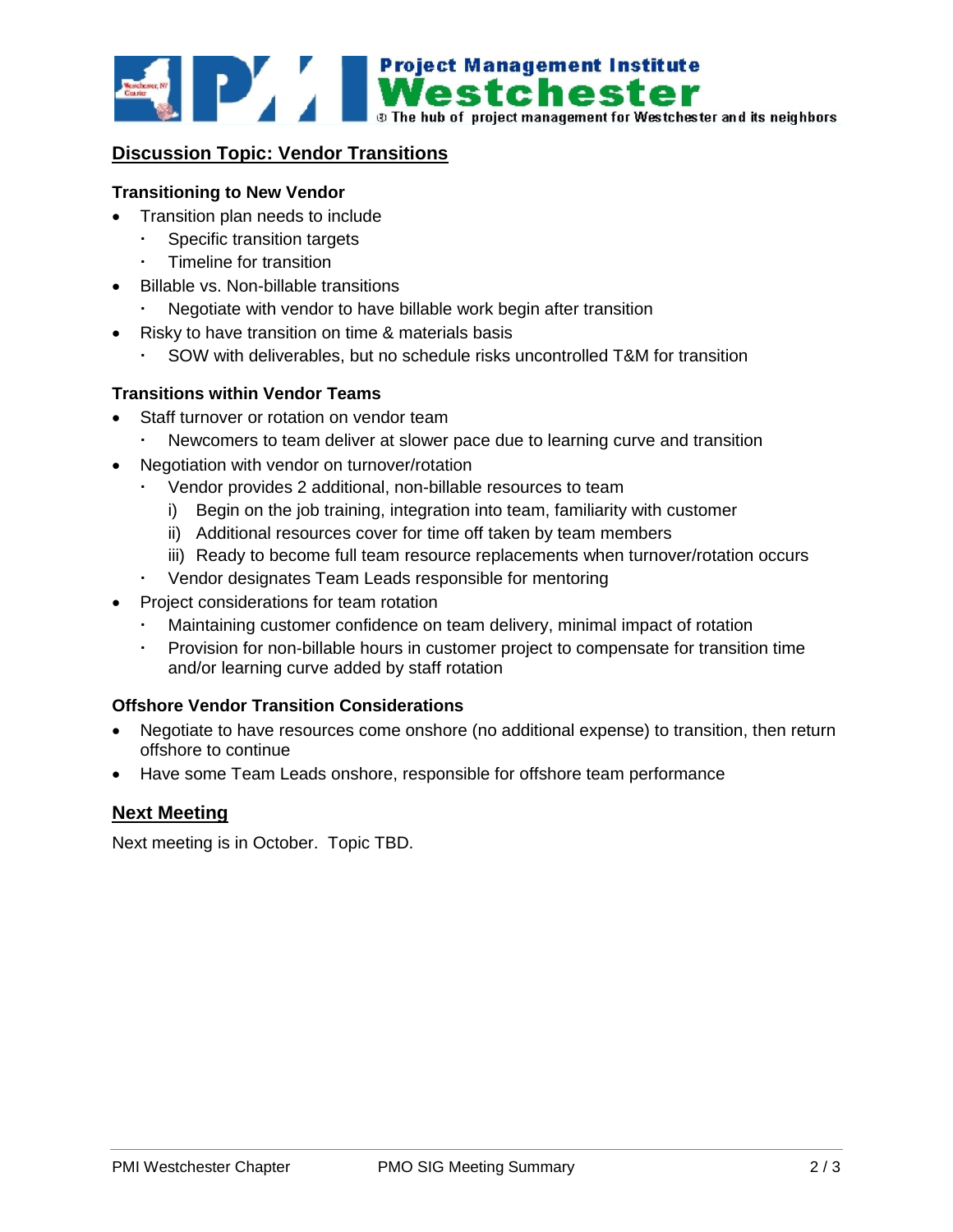## Discussion Topic: Vendor Transitions

### Transitioning to New Vendor

- Transition plan needs to include
  - Specific transition targets
  - Timeline for transition
- Billable vs. Non-billable transitions
  - Negotiate with vendor to have billable work begin after transition
- Risky to have transition on time & materials basis
  - SOW with deliverables, but no schedule risks uncontrolled T&M for transition

### Transitions within Vendor Teams

- Staff turnover or rotation on vendor team
  - Newcomers to team deliver at slower pace due to learning curve and transition
- Negotiation with vendor on turnover/rotation
  - Vendor provides 2 additional, non-billable resources to team
    - i) Begin on the job training, integration into team, familiarity with customer
    - ii) Additional resources cover for time off taken by team members
    - iii) Ready to become full team resource replacements when turnover/rotation occurs
  - Vendor designates Team Leads responsible for mentoring
- Project considerations for team rotation
  - Maintaining customer confidence on team delivery, minimal impact of rotation
  - Provision for non-billable hours in customer project to compensate for transition time and/or learning curve added by staff rotation

### Offshore Vendor Transition Considerations

- Negotiate to have resources come onshore (no additional expense) to transition, then return offshore to continue
- Have some Team Leads onshore, responsible for offshore team performance

## Next Meeting

Next meeting is in October. Topic TBD.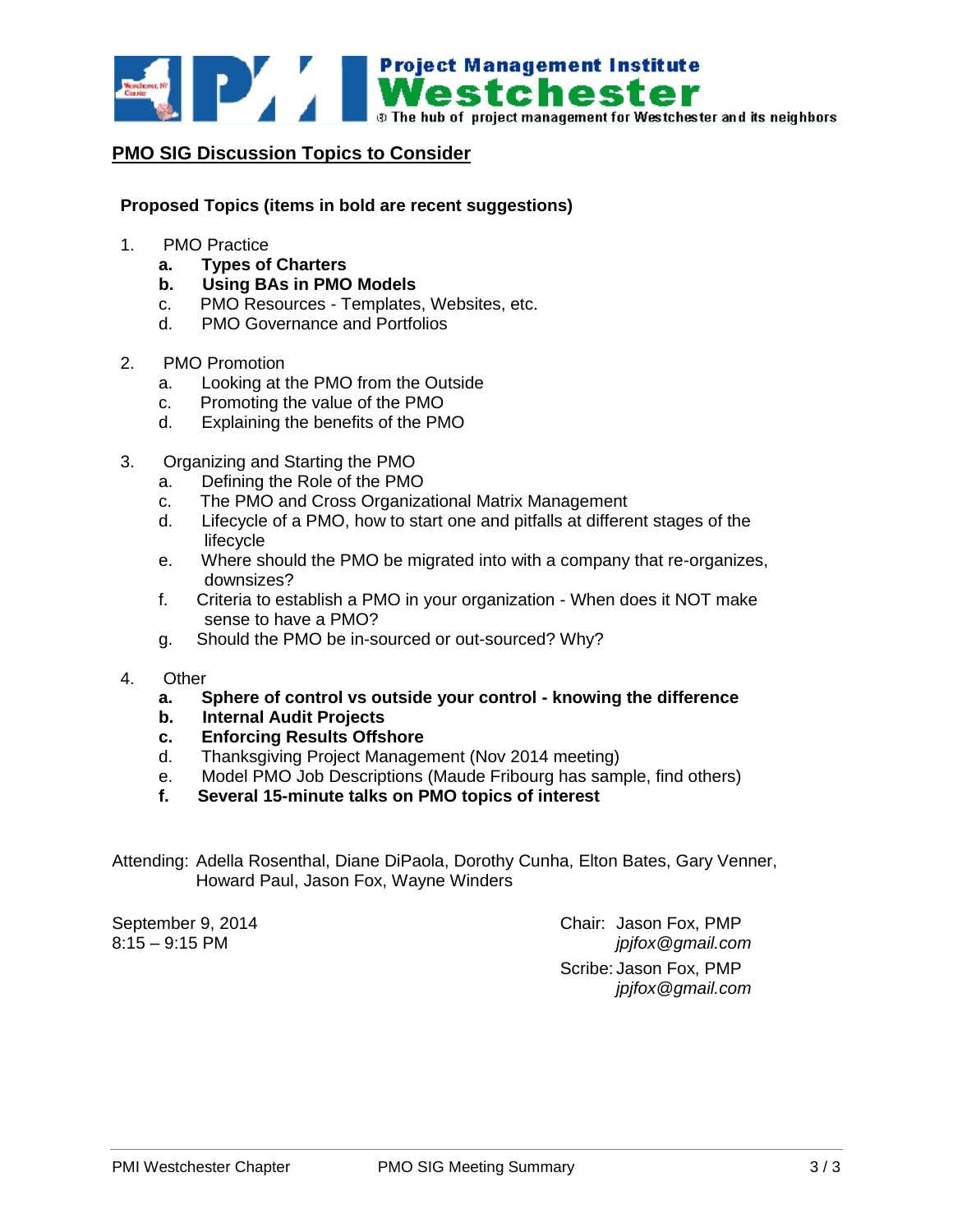Project Management Institute
Westchester
The hub of project management for Westchester and its neighbors

## PMO SIG Discussion Topics to Consider

**Proposed Topics (items in bold are recent suggestions)**

1. PMO Practice
   a. **Types of Charters**
   b. **Using BAs in PMO Models**
   c. PMO Resources - Templates, Websites, etc.
   d. PMO Governance and Portfolios

2. PMO Promotion
   a. Looking at the PMO from the Outside
   c. Promoting the value of the PMO
   d. Explaining the benefits of the PMO

3. Organizing and Starting the PMO
   a. Defining the Role of the PMO
   c. The PMO and Cross Organizational Matrix Management
   d. Lifecycle of a PMO, how to start one and pitfalls at different stages of the lifecycle
   e. Where should the PMO be migrated into with a company that re-organizes, downsizes?
   f. Criteria to establish a PMO in your organization - When does it NOT make sense to have a PMO?
   g. Should the PMO be in-sourced or out-sourced? Why?

4. Other
   a. **Sphere of control vs outside your control - knowing the difference**
   b. **Internal Audit Projects**
   c. **Enforcing Results Offshore**
   d. Thanksgiving Project Management (Nov 2014 meeting)
   e. Model PMO Job Descriptions (Maude Fribourg has sample, find others)
   f. **Several 15-minute talks on PMO topics of interest**

Attending: Adella Rosenthal, Diane DiPaola, Dorothy Cunha, Elton Bates, Gary Venner, Howard Paul, Jason Fox, Wayne Winders

September 9, 2014
8:15 – 9:15 PM

Chair: Jason Fox, PMP
*jpjfox@gmail.com*

Scribe: Jason Fox, PMP
*jpjfox@gmail.com*